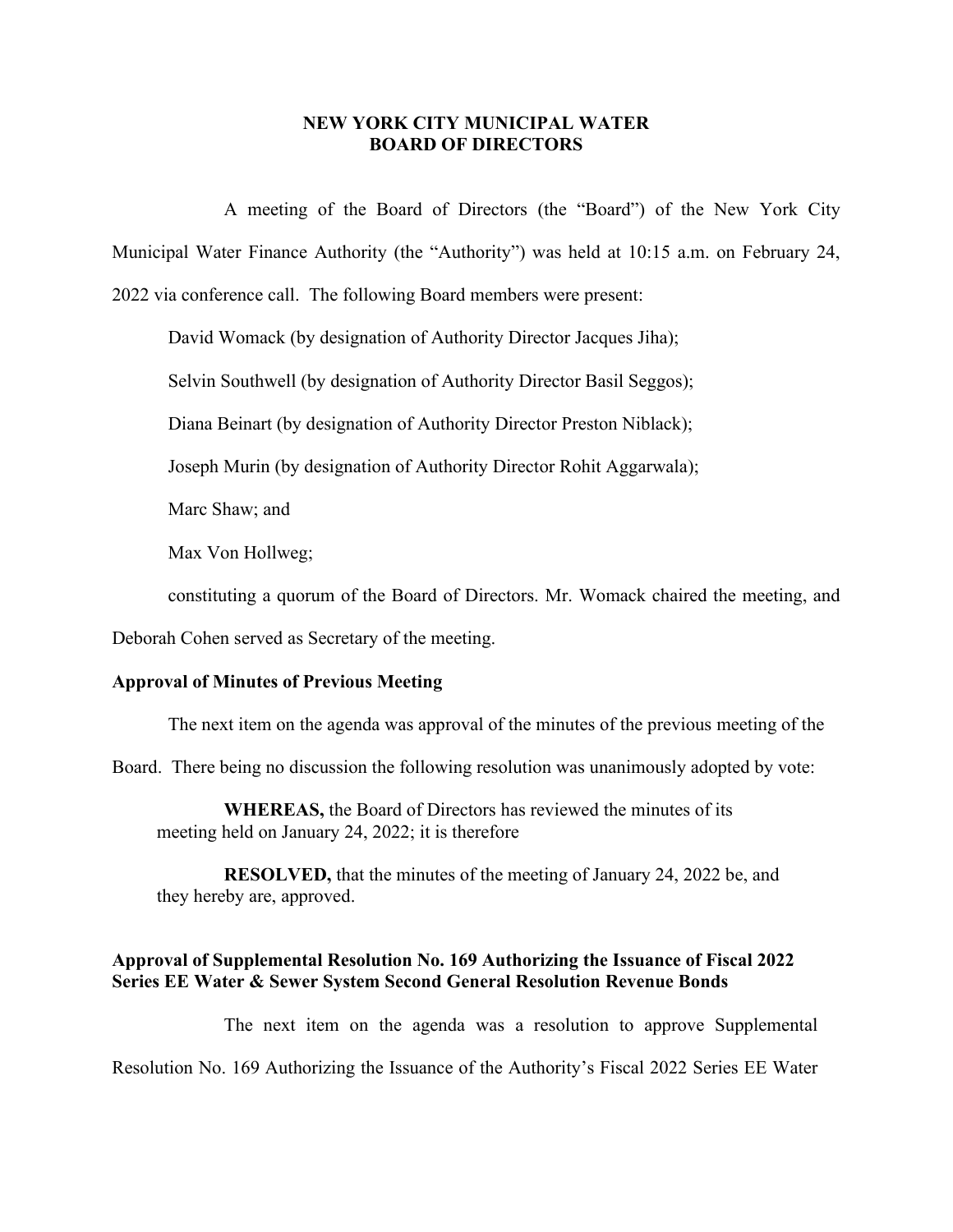**NEW YORK CITY MUNICIPAL WATER**
**BOARD OF DIRECTORS**

A meeting of the Board of Directors (the "Board") of the New York City Municipal Water Finance Authority (the "Authority") was held at 10:15 a.m. on February 24, 2022 via conference call. The following Board members were present:

David Womack (by designation of Authority Director Jacques Jiha);

Selvin Southwell (by designation of Authority Director Basil Seggos);

Diana Beinart (by designation of Authority Director Preston Niblack);

Joseph Murin (by designation of Authority Director Rohit Aggarwala);

Marc Shaw; and

Max Von Hollweg;

constituting a quorum of the Board of Directors. Mr. Womack chaired the meeting, and Deborah Cohen served as Secretary of the meeting.

**Approval of Minutes of Previous Meeting**

The next item on the agenda was approval of the minutes of the previous meeting of the Board. There being no discussion the following resolution was unanimously adopted by vote:

> **WHEREAS,** the Board of Directors has reviewed the minutes of its meeting held on January 24, 2022; it is therefore
>
> **RESOLVED,** that the minutes of the meeting of January 24, 2022 be, and they hereby are, approved.

**Approval of Supplemental Resolution No. 169 Authorizing the Issuance of Fiscal 2022 Series EE Water & Sewer System Second General Resolution Revenue Bonds**

The next item on the agenda was a resolution to approve Supplemental Resolution No. 169 Authorizing the Issuance of the Authority's Fiscal 2022 Series EE Water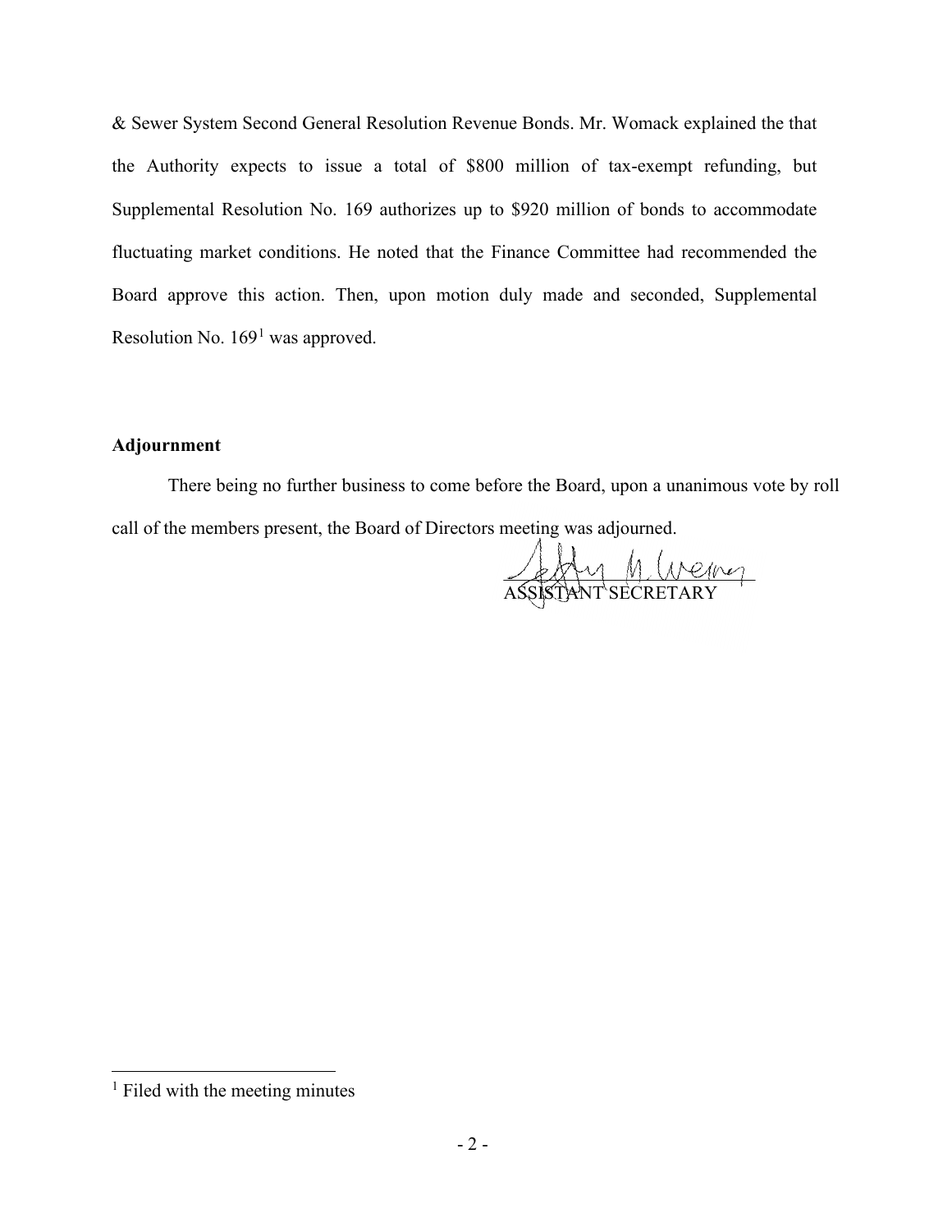& Sewer System Second General Resolution Revenue Bonds. Mr. Womack explained the that the Authority expects to issue a total of $800 million of tax-exempt refunding, but Supplemental Resolution No. 169 authorizes up to $920 million of bonds to accommodate fluctuating market conditions. He noted that the Finance Committee had recommended the Board approve this action. Then, upon motion duly made and seconded, Supplemental Resolution No. 169[1] was approved.

**Adjournment**

There being no further business to come before the Board, upon a unanimous vote by roll call of the members present, the Board of Directors meeting was adjourned.

ASSISTANT SECRETARY

[1] Filed with the meeting minutes